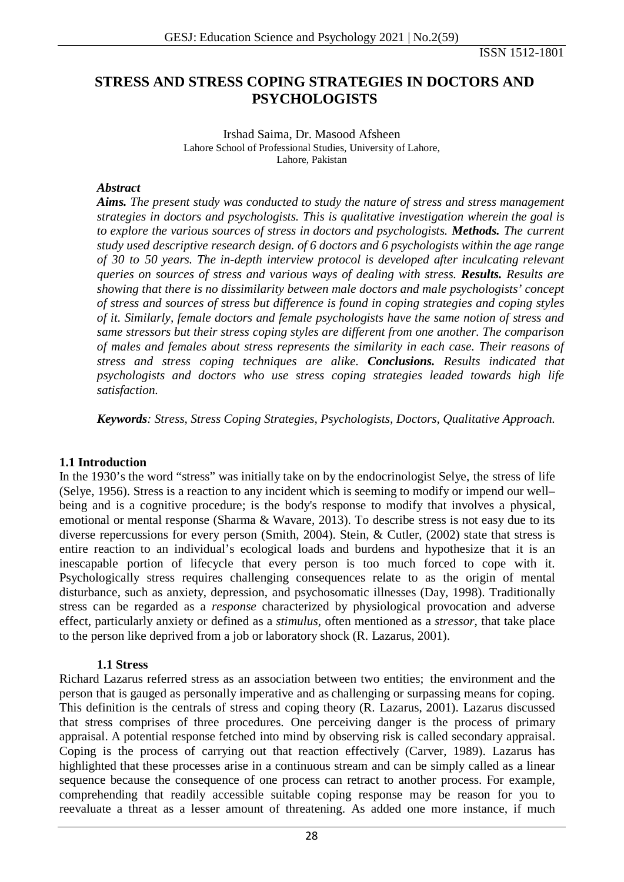# STRESS AND STRESS COPING STRATEGIES IN DOCTORS AND PSYCHOLOGISTS

Irshad Saima, Dr. Masood Afsheen
Lahore School of Professional Studies, University of Lahore,
Lahore, Pakistan

### *Abstract*

***Aims.*** *The present study was conducted to study the nature of stress and stress management strategies in doctors and psychologists. This is qualitative investigation wherein the goal is to explore the various sources of stress in doctors and psychologists.* ***Methods.*** *The current study used descriptive research design. of 6 doctors and 6 psychologists within the age range of 30 to 50 years. The in-depth interview protocol is developed after inculcating relevant queries on sources of stress and various ways of dealing with stress.* ***Results.*** *Results are showing that there is no dissimilarity between male doctors and male psychologists' concept of stress and sources of stress but difference is found in coping strategies and coping styles of it. Similarly, female doctors and female psychologists have the same notion of stress and same stressors but their stress coping styles are different from one another. The comparison of males and females about stress represents the similarity in each case. Their reasons of stress and stress coping techniques are alike.* ***Conclusions.*** *Results indicated that psychologists and doctors who use stress coping strategies leaded towards high life satisfaction.*

***Keywords****: Stress, Stress Coping Strategies, Psychologists, Doctors, Qualitative Approach.*

## 1.1 Introduction

In the 1930's the word "stress" was initially take on by the endocrinologist Selye, the stress of life (Selye, 1956). Stress is a reaction to any incident which is seeming to modify or impend our well–being and is a cognitive procedure; is the body's response to modify that involves a physical, emotional or mental response (Sharma & Wavare, 2013). To describe stress is not easy due to its diverse repercussions for every person (Smith, 2004). Stein, & Cutler, (2002) state that stress is entire reaction to an individual's ecological loads and burdens and hypothesize that it is an inescapable portion of lifecycle that every person is too much forced to cope with it. Psychologically stress requires challenging consequences relate to as the origin of mental disturbance, such as anxiety, depression, and psychosomatic illnesses (Day, 1998). Traditionally stress can be regarded as a *response* characterized by physiological provocation and adverse effect, particularly anxiety or defined as a *stimulus*, often mentioned as a *stressor*, that take place to the person like deprived from a job or laboratory shock (R. Lazarus, 2001).

### 1.1 Stress

Richard Lazarus referred stress as an association between two entities; the environment and the person that is gauged as personally imperative and as challenging or surpassing means for coping. This definition is the centrals of stress and coping theory (R. Lazarus, 2001). Lazarus discussed that stress comprises of three procedures. One perceiving danger is the process of primary appraisal. A potential response fetched into mind by observing risk is called secondary appraisal. Coping is the process of carrying out that reaction effectively (Carver, 1989). Lazarus has highlighted that these processes arise in a continuous stream and can be simply called as a linear sequence because the consequence of one process can retract to another process. For example, comprehending that readily accessible suitable coping response may be reason for you to reevaluate a threat as a lesser amount of threatening. As added one more instance, if much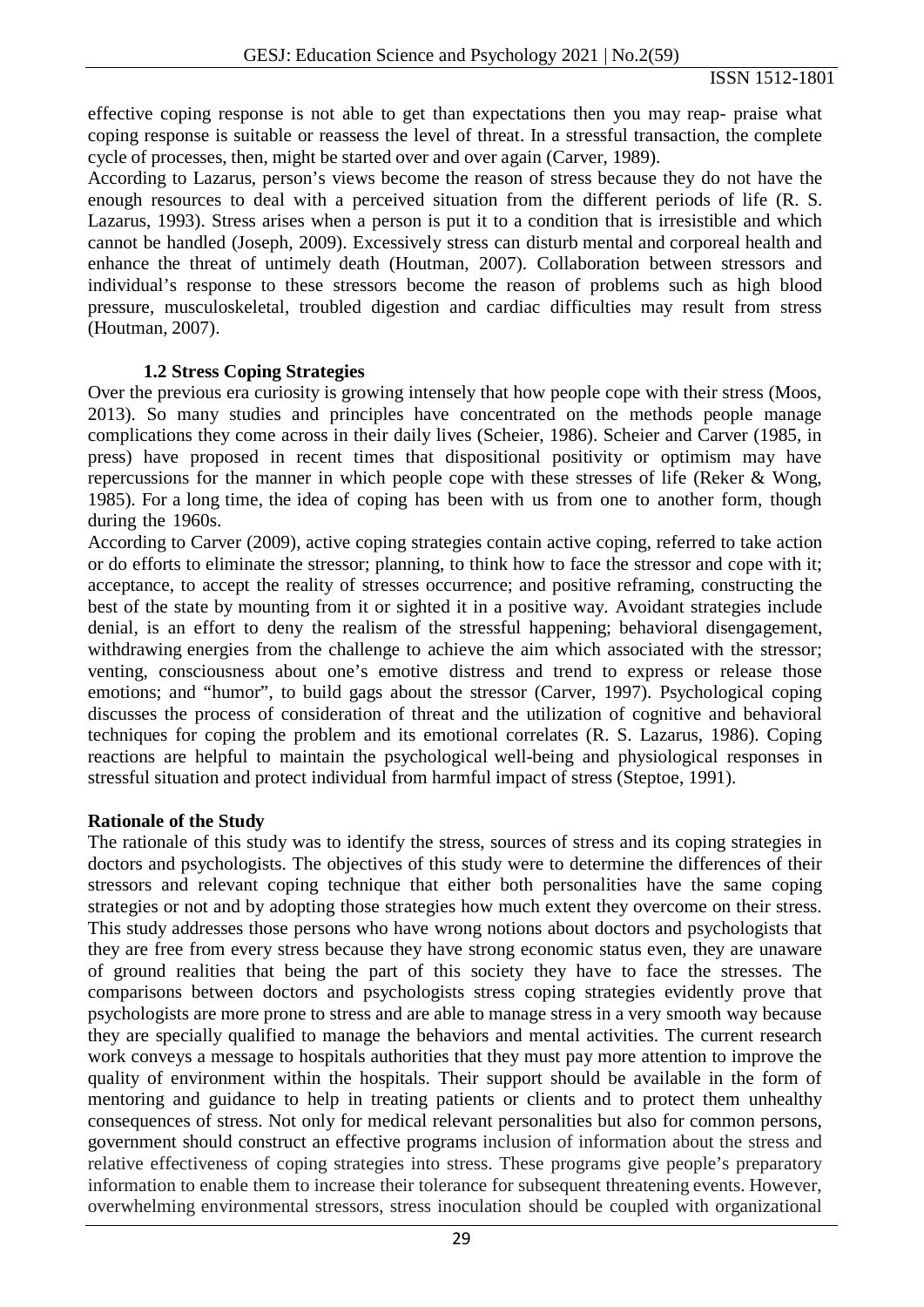effective coping response is not able to get than expectations then you may reap- praise what coping response is suitable or reassess the level of threat. In a stressful transaction, the complete cycle of processes, then, might be started over and over again (Carver, 1989).

According to Lazarus, person's views become the reason of stress because they do not have the enough resources to deal with a perceived situation from the different periods of life (R. S. Lazarus, 1993). Stress arises when a person is put it to a condition that is irresistible and which cannot be handled (Joseph, 2009). Excessively stress can disturb mental and corporeal health and enhance the threat of untimely death (Houtman, 2007). Collaboration between stressors and individual's response to these stressors become the reason of problems such as high blood pressure, musculoskeletal, troubled digestion and cardiac difficulties may result from stress (Houtman, 2007).

### 1.2 Stress Coping Strategies

Over the previous era curiosity is growing intensely that how people cope with their stress (Moos, 2013). So many studies and principles have concentrated on the methods people manage complications they come across in their daily lives (Scheier, 1986). Scheier and Carver (1985, in press) have proposed in recent times that dispositional positivity or optimism may have repercussions for the manner in which people cope with these stresses of life (Reker & Wong, 1985). For a long time, the idea of coping has been with us from one to another form, though during the 1960s.

According to Carver (2009), active coping strategies contain active coping, referred to take action or do efforts to eliminate the stressor; planning, to think how to face the stressor and cope with it; acceptance, to accept the reality of stresses occurrence; and positive reframing, constructing the best of the state by mounting from it or sighted it in a positive way. Avoidant strategies include denial, is an effort to deny the realism of the stressful happening; behavioral disengagement, withdrawing energies from the challenge to achieve the aim which associated with the stressor; venting, consciousness about one's emotive distress and trend to express or release those emotions; and "humor", to build gags about the stressor (Carver, 1997). Psychological coping discusses the process of consideration of threat and the utilization of cognitive and behavioral techniques for coping the problem and its emotional correlates (R. S. Lazarus, 1986). Coping reactions are helpful to maintain the psychological well-being and physiological responses in stressful situation and protect individual from harmful impact of stress (Steptoe, 1991).

### Rationale of the Study

The rationale of this study was to identify the stress, sources of stress and its coping strategies in doctors and psychologists. The objectives of this study were to determine the differences of their stressors and relevant coping technique that either both personalities have the same coping strategies or not and by adopting those strategies how much extent they overcome on their stress. This study addresses those persons who have wrong notions about doctors and psychologists that they are free from every stress because they have strong economic status even, they are unaware of ground realities that being the part of this society they have to face the stresses. The comparisons between doctors and psychologists stress coping strategies evidently prove that psychologists are more prone to stress and are able to manage stress in a very smooth way because they are specially qualified to manage the behaviors and mental activities. The current research work conveys a message to hospitals authorities that they must pay more attention to improve the quality of environment within the hospitals. Their support should be available in the form of mentoring and guidance to help in treating patients or clients and to protect them unhealthy consequences of stress. Not only for medical relevant personalities but also for common persons, government should construct an effective programs inclusion of information about the stress and relative effectiveness of coping strategies into stress. These programs give people's preparatory information to enable them to increase their tolerance for subsequent threatening events. However, overwhelming environmental stressors, stress inoculation should be coupled with organizational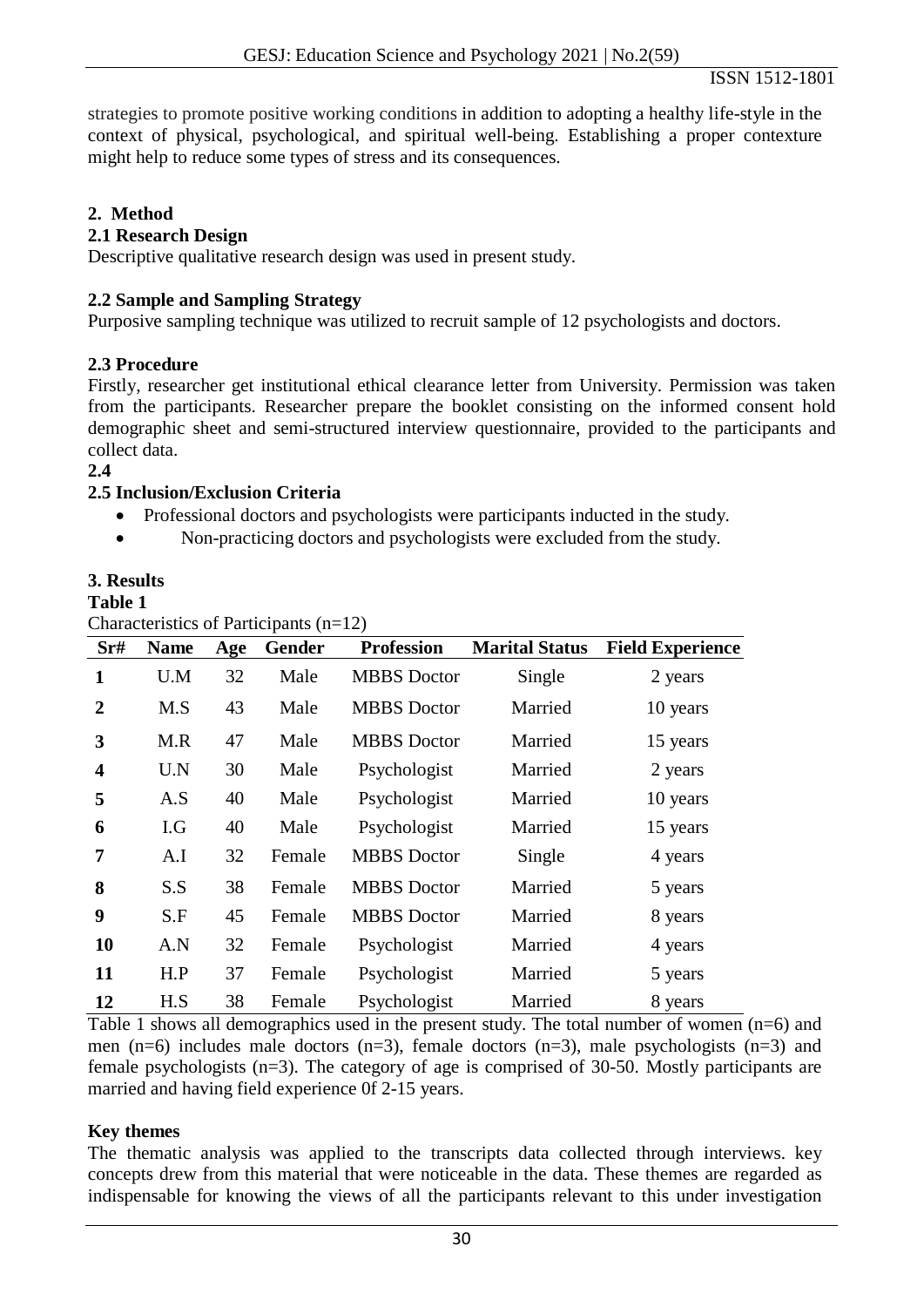strategies to promote positive working conditions in addition to adopting a healthy life-style in the context of physical, psychological, and spiritual well-being. Establishing a proper contexture might help to reduce some types of stress and its consequences.

## 2. Method

### 2.1 Research Design

Descriptive qualitative research design was used in present study.

### 2.2 Sample and Sampling Strategy

Purposive sampling technique was utilized to recruit sample of 12 psychologists and doctors.

### 2.3 Procedure

Firstly, researcher get institutional ethical clearance letter from University. Permission was taken from the participants. Researcher prepare the booklet consisting on the informed consent hold demographic sheet and semi-structured interview questionnaire, provided to the participants and collect data.

**2.4**

### 2.5 Inclusion/Exclusion Criteria

- Professional doctors and psychologists were participants inducted in the study.
- Non-practicing doctors and psychologists were excluded from the study.

## 3. Results

**Table 1**

Characteristics of Participants (n=12)

| Sr# | Name | Age | Gender | Profession | Marital Status | Field Experience |
|---|---|---|---|---|---|---|
| 1 | U.M | 32 | Male | MBBS Doctor | Single | 2 years |
| 2 | M.S | 43 | Male | MBBS Doctor | Married | 10 years |
| 3 | M.R | 47 | Male | MBBS Doctor | Married | 15 years |
| 4 | U.N | 30 | Male | Psychologist | Married | 2 years |
| 5 | A.S | 40 | Male | Psychologist | Married | 10 years |
| 6 | I.G | 40 | Male | Psychologist | Married | 15 years |
| 7 | A.I | 32 | Female | MBBS Doctor | Single | 4 years |
| 8 | S.S | 38 | Female | MBBS Doctor | Married | 5 years |
| 9 | S.F | 45 | Female | MBBS Doctor | Married | 8 years |
| 10 | A.N | 32 | Female | Psychologist | Married | 4 years |
| 11 | H.P | 37 | Female | Psychologist | Married | 5 years |
| 12 | H.S | 38 | Female | Psychologist | Married | 8 years |

Table 1 shows all demographics used in the present study. The total number of women (n=6) and men (n=6) includes male doctors (n=3), female doctors (n=3), male psychologists (n=3) and female psychologists (n=3). The category of age is comprised of 30-50. Mostly participants are married and having field experience 0f 2-15 years.

### Key themes

The thematic analysis was applied to the transcripts data collected through interviews. key concepts drew from this material that were noticeable in the data. These themes are regarded as indispensable for knowing the views of all the participants relevant to this under investigation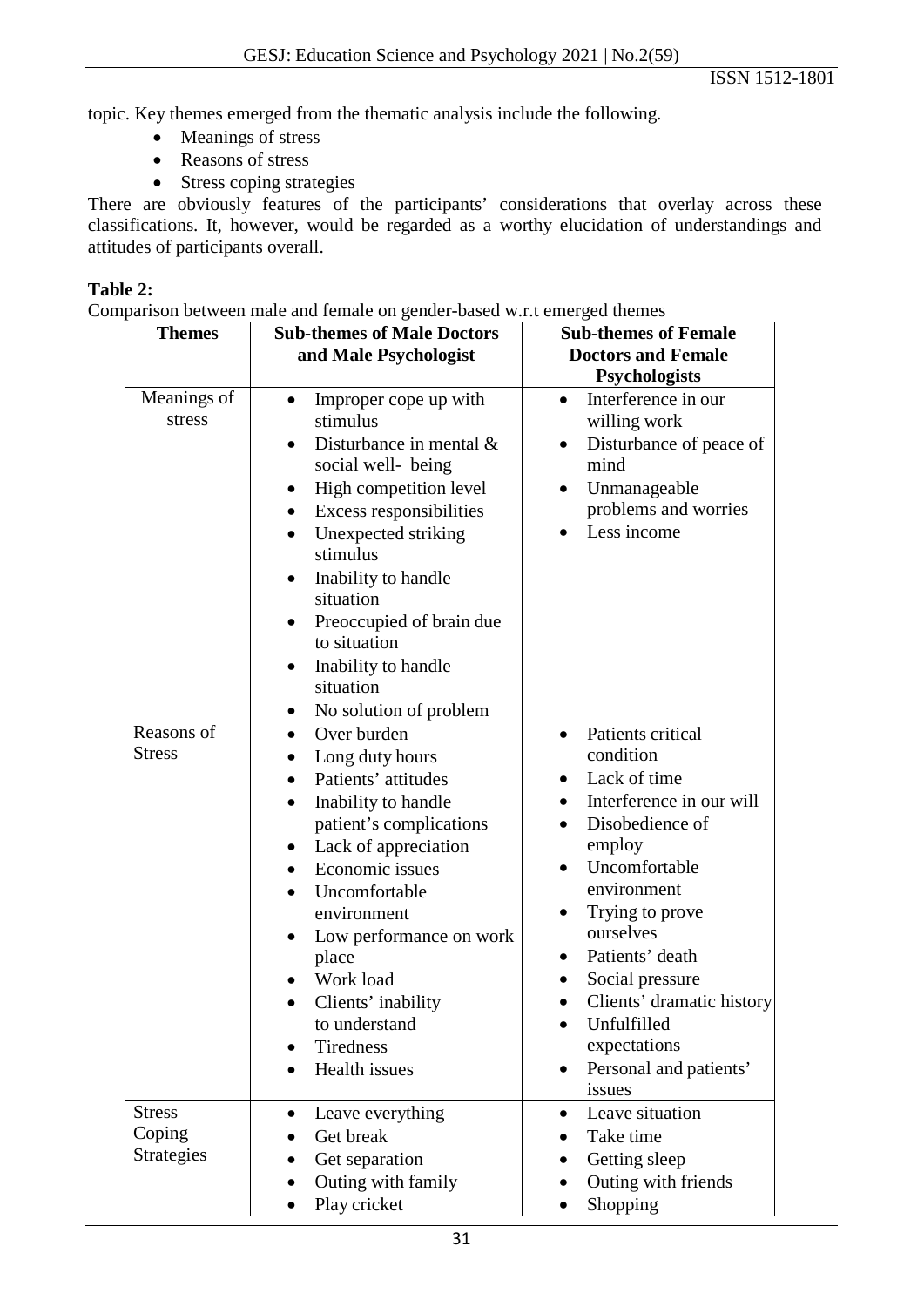topic. Key themes emerged from the thematic analysis include the following.

- Meanings of stress
- Reasons of stress
- Stress coping strategies

There are obviously features of the participants' considerations that overlay across these classifications. It, however, would be regarded as a worthy elucidation of understandings and attitudes of participants overall.

**Table 2:**

Comparison between male and female on gender-based w.r.t emerged themes

| Themes | Sub-themes of Male Doctors and Male Psychologist | Sub-themes of Female Doctors and Female Psychologists |
|---|---|---|
| Meanings of stress | • Improper cope up with stimulus<br>• Disturbance in mental & social well- being<br>• High competition level<br>• Excess responsibilities<br>• Unexpected striking stimulus<br>• Inability to handle situation<br>• Preoccupied of brain due to situation<br>• Inability to handle situation<br>• No solution of problem | • Interference in our willing work<br>• Disturbance of peace of mind<br>• Unmanageable problems and worries<br>• Less income |
| Reasons of Stress | • Over burden<br>• Long duty hours<br>• Patients' attitudes<br>• Inability to handle patient's complications<br>• Lack of appreciation<br>• Economic issues<br>• Uncomfortable environment<br>• Low performance on work place<br>• Work load<br>• Clients' inability to understand<br>• Tiredness<br>• Health issues | • Patients critical condition<br>• Lack of time<br>• Interference in our will<br>• Disobedience of employ<br>• Uncomfortable environment<br>• Trying to prove ourselves<br>• Patients' death<br>• Social pressure<br>• Clients' dramatic history<br>• Unfulfilled expectations<br>• Personal and patients' issues |
| Stress Coping Strategies | • Leave everything<br>• Get break<br>• Get separation<br>• Outing with family<br>• Play cricket | • Leave situation<br>• Take time<br>• Getting sleep<br>• Outing with friends<br>• Shopping |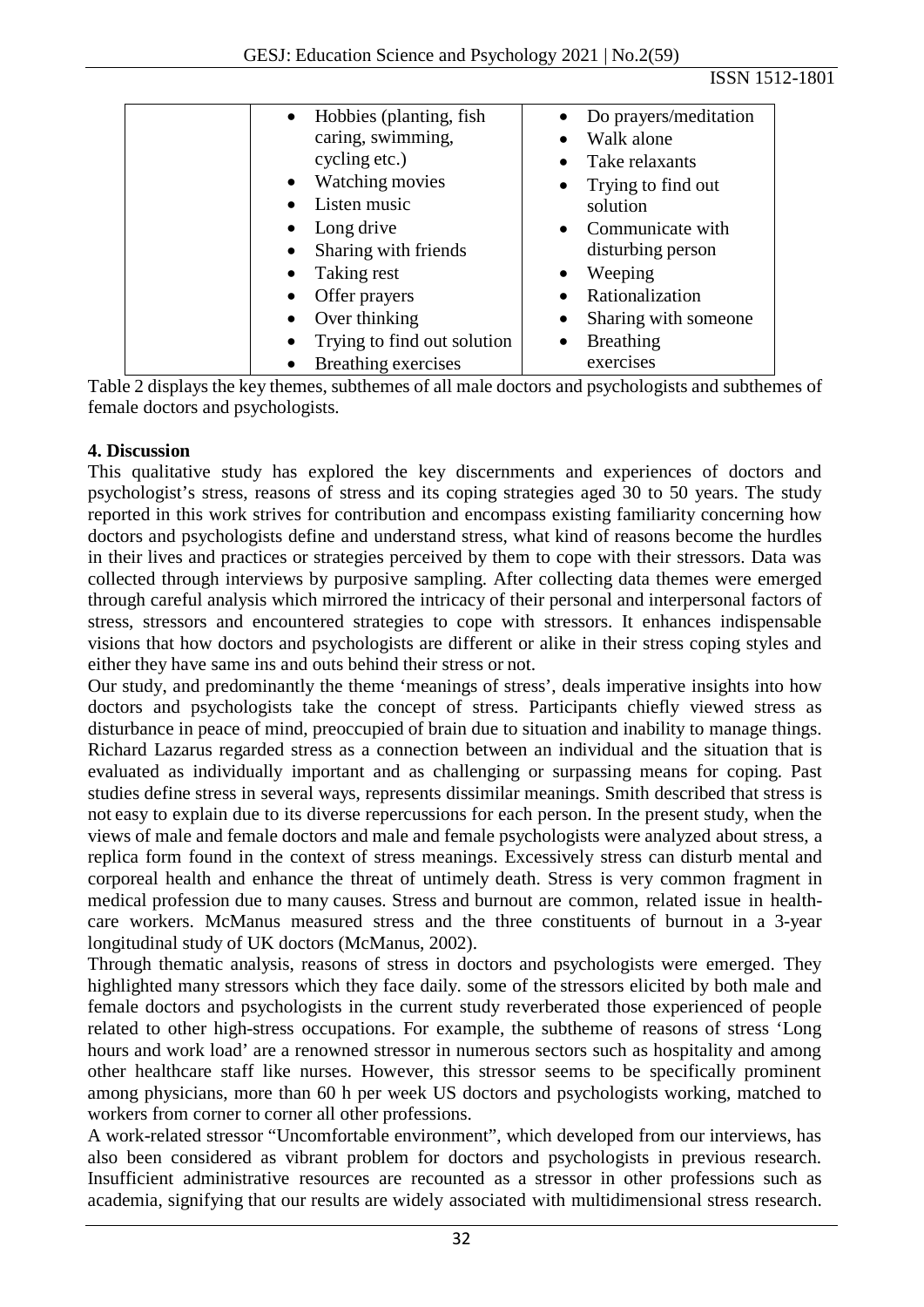| | Hobbies (planting, fish caring, swimming, cycling etc.)<br>• Watching movies<br>• Listen music<br>• Long drive<br>• Sharing with friends<br>• Taking rest<br>• Offer prayers<br>• Over thinking<br>• Trying to find out solution<br>• Breathing exercises | • Do prayers/meditation<br>• Walk alone<br>• Take relaxants<br>• Trying to find out solution<br>• Communicate with disturbing person<br>• Weeping<br>• Rationalization<br>• Sharing with someone<br>• Breathing exercises |
|---|---|---|

Table 2 displays the key themes, subthemes of all male doctors and psychologists and subthemes of female doctors and psychologists.

**4. Discussion**

This qualitative study has explored the key discernments and experiences of doctors and psychologist's stress, reasons of stress and its coping strategies aged 30 to 50 years. The study reported in this work strives for contribution and encompass existing familiarity concerning how doctors and psychologists define and understand stress, what kind of reasons become the hurdles in their lives and practices or strategies perceived by them to cope with their stressors. Data was collected through interviews by purposive sampling. After collecting data themes were emerged through careful analysis which mirrored the intricacy of their personal and interpersonal factors of stress, stressors and encountered strategies to cope with stressors. It enhances indispensable visions that how doctors and psychologists are different or alike in their stress coping styles and either they have same ins and outs behind their stress or not.

Our study, and predominantly the theme 'meanings of stress', deals imperative insights into how doctors and psychologists take the concept of stress. Participants chiefly viewed stress as disturbance in peace of mind, preoccupied of brain due to situation and inability to manage things. Richard Lazarus regarded stress as a connection between an individual and the situation that is evaluated as individually important and as challenging or surpassing means for coping. Past studies define stress in several ways, represents dissimilar meanings. Smith described that stress is not easy to explain due to its diverse repercussions for each person. In the present study, when the views of male and female doctors and male and female psychologists were analyzed about stress, a replica form found in the context of stress meanings. Excessively stress can disturb mental and corporeal health and enhance the threat of untimely death. Stress is very common fragment in medical profession due to many causes. Stress and burnout are common, related issue in health-care workers. McManus measured stress and the three constituents of burnout in a 3-year longitudinal study of UK doctors (McManus, 2002).

Through thematic analysis, reasons of stress in doctors and psychologists were emerged. They highlighted many stressors which they face daily. some of the stressors elicited by both male and female doctors and psychologists in the current study reverberated those experienced of people related to other high-stress occupations. For example, the subtheme of reasons of stress 'Long hours and work load' are a renowned stressor in numerous sectors such as hospitality and among other healthcare staff like nurses. However, this stressor seems to be specifically prominent among physicians, more than 60 h per week US doctors and psychologists working, matched to workers from corner to corner all other professions.

A work-related stressor "Uncomfortable environment", which developed from our interviews, has also been considered as vibrant problem for doctors and psychologists in previous research. Insufficient administrative resources are recounted as a stressor in other professions such as academia, signifying that our results are widely associated with multidimensional stress research.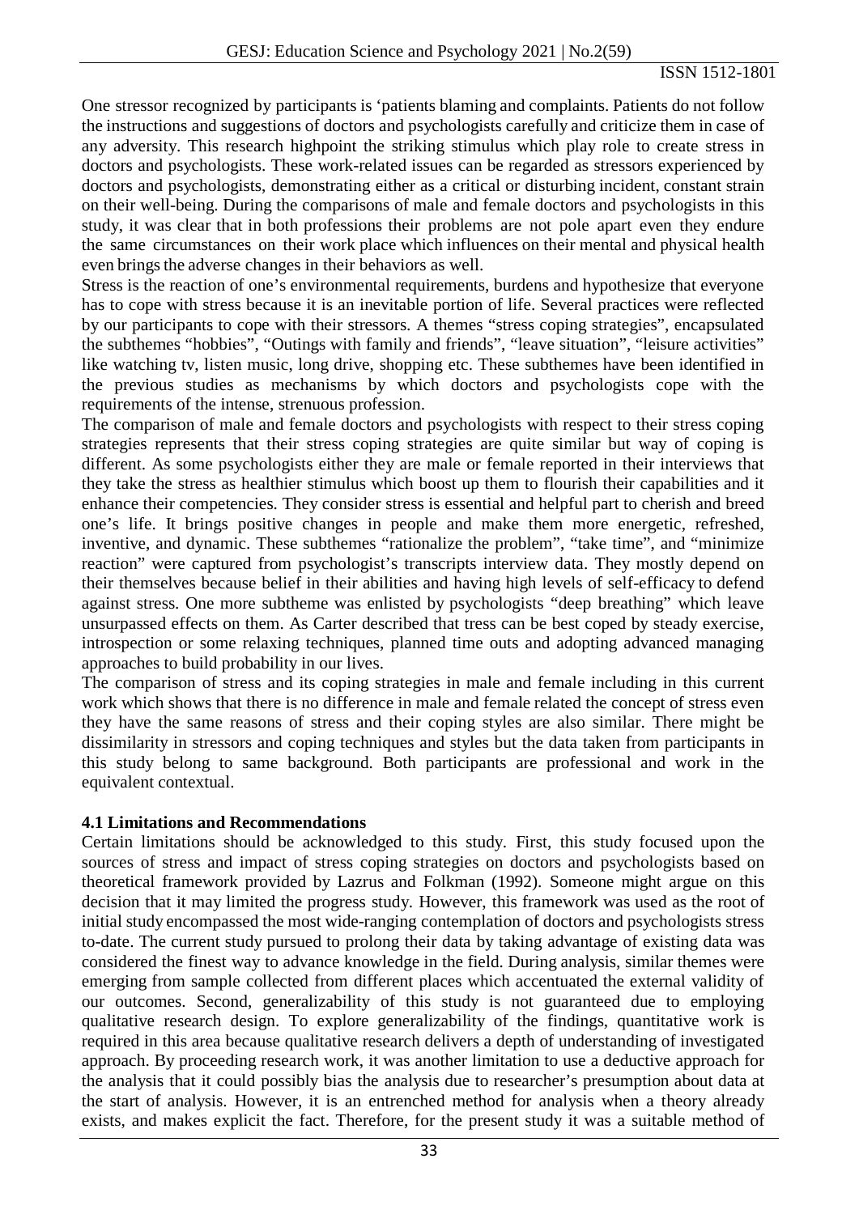One stressor recognized by participants is 'patients blaming and complaints. Patients do not follow the instructions and suggestions of doctors and psychologists carefully and criticize them in case of any adversity. This research highpoint the striking stimulus which play role to create stress in doctors and psychologists. These work-related issues can be regarded as stressors experienced by doctors and psychologists, demonstrating either as a critical or disturbing incident, constant strain on their well-being. During the comparisons of male and female doctors and psychologists in this study, it was clear that in both professions their problems are not pole apart even they endure the same circumstances on their work place which influences on their mental and physical health even brings the adverse changes in their behaviors as well.

Stress is the reaction of one's environmental requirements, burdens and hypothesize that everyone has to cope with stress because it is an inevitable portion of life. Several practices were reflected by our participants to cope with their stressors. A themes "stress coping strategies", encapsulated the subthemes "hobbies", "Outings with family and friends", "leave situation", "leisure activities" like watching tv, listen music, long drive, shopping etc. These subthemes have been identified in the previous studies as mechanisms by which doctors and psychologists cope with the requirements of the intense, strenuous profession.

The comparison of male and female doctors and psychologists with respect to their stress coping strategies represents that their stress coping strategies are quite similar but way of coping is different. As some psychologists either they are male or female reported in their interviews that they take the stress as healthier stimulus which boost up them to flourish their capabilities and it enhance their competencies. They consider stress is essential and helpful part to cherish and breed one's life. It brings positive changes in people and make them more energetic, refreshed, inventive, and dynamic. These subthemes "rationalize the problem", "take time", and "minimize reaction" were captured from psychologist's transcripts interview data. They mostly depend on their themselves because belief in their abilities and having high levels of self-efficacy to defend against stress. One more subtheme was enlisted by psychologists "deep breathing" which leave unsurpassed effects on them. As Carter described that tress can be best coped by steady exercise, introspection or some relaxing techniques, planned time outs and adopting advanced managing approaches to build probability in our lives.

The comparison of stress and its coping strategies in male and female including in this current work which shows that there is no difference in male and female related the concept of stress even they have the same reasons of stress and their coping styles are also similar. There might be dissimilarity in stressors and coping techniques and styles but the data taken from participants in this study belong to same background. Both participants are professional and work in the equivalent contextual.

### 4.1 Limitations and Recommendations

Certain limitations should be acknowledged to this study. First, this study focused upon the sources of stress and impact of stress coping strategies on doctors and psychologists based on theoretical framework provided by Lazrus and Folkman (1992). Someone might argue on this decision that it may limited the progress study. However, this framework was used as the root of initial study encompassed the most wide-ranging contemplation of doctors and psychologists stress to-date. The current study pursued to prolong their data by taking advantage of existing data was considered the finest way to advance knowledge in the field. During analysis, similar themes were emerging from sample collected from different places which accentuated the external validity of our outcomes. Second, generalizability of this study is not guaranteed due to employing qualitative research design. To explore generalizability of the findings, quantitative work is required in this area because qualitative research delivers a depth of understanding of investigated approach. By proceeding research work, it was another limitation to use a deductive approach for the analysis that it could possibly bias the analysis due to researcher's presumption about data at the start of analysis. However, it is an entrenched method for analysis when a theory already exists, and makes explicit the fact. Therefore, for the present study it was a suitable method of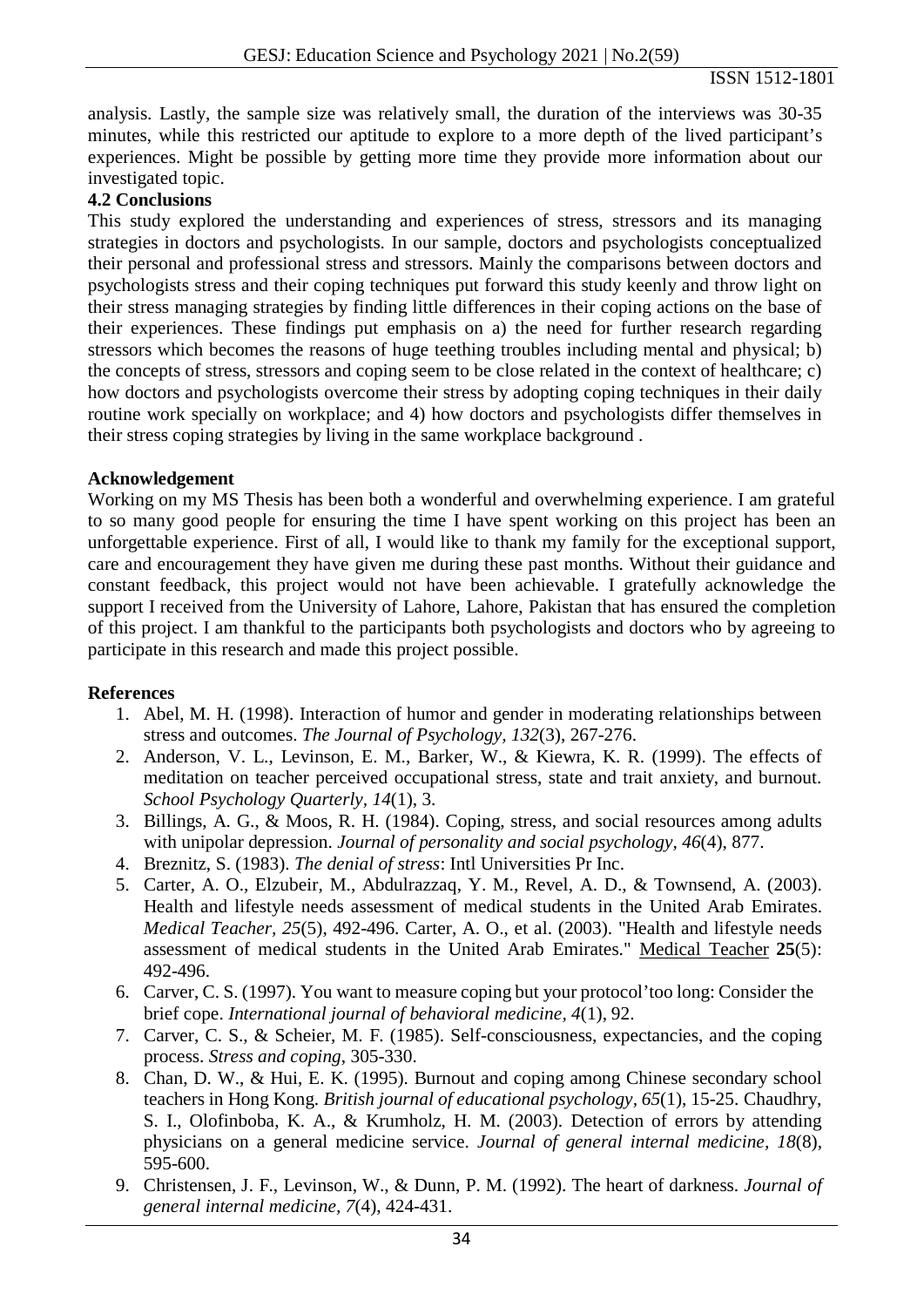analysis. Lastly, the sample size was relatively small, the duration of the interviews was 30-35 minutes, while this restricted our aptitude to explore to a more depth of the lived participant's experiences. Might be possible by getting more time they provide more information about our investigated topic.

### 4.2 Conclusions

This study explored the understanding and experiences of stress, stressors and its managing strategies in doctors and psychologists. In our sample, doctors and psychologists conceptualized their personal and professional stress and stressors. Mainly the comparisons between doctors and psychologists stress and their coping techniques put forward this study keenly and throw light on their stress managing strategies by finding little differences in their coping actions on the base of their experiences. These findings put emphasis on a) the need for further research regarding stressors which becomes the reasons of huge teething troubles including mental and physical; b) the concepts of stress, stressors and coping seem to be close related in the context of healthcare; c) how doctors and psychologists overcome their stress by adopting coping techniques in their daily routine work specially on workplace; and 4) how doctors and psychologists differ themselves in their stress coping strategies by living in the same workplace background .

### Acknowledgement

Working on my MS Thesis has been both a wonderful and overwhelming experience. I am grateful to so many good people for ensuring the time I have spent working on this project has been an unforgettable experience. First of all, I would like to thank my family for the exceptional support, care and encouragement they have given me during these past months. Without their guidance and constant feedback, this project would not have been achievable. I gratefully acknowledge the support I received from the University of Lahore, Lahore, Pakistan that has ensured the completion of this project. I am thankful to the participants both psychologists and doctors who by agreeing to participate in this research and made this project possible.

### References

1. Abel, M. H. (1998). Interaction of humor and gender in moderating relationships between stress and outcomes. *The Journal of Psychology, 132*(3), 267-276.
2. Anderson, V. L., Levinson, E. M., Barker, W., & Kiewra, K. R. (1999). The effects of meditation on teacher perceived occupational stress, state and trait anxiety, and burnout. *School Psychology Quarterly, 14*(1), 3.
3. Billings, A. G., & Moos, R. H. (1984). Coping, stress, and social resources among adults with unipolar depression. *Journal of personality and social psychology, 46*(4), 877.
4. Breznitz, S. (1983). *The denial of stress*: Intl Universities Pr Inc.
5. Carter, A. O., Elzubeir, M., Abdulrazzaq, Y. M., Revel, A. D., & Townsend, A. (2003). Health and lifestyle needs assessment of medical students in the United Arab Emirates. *Medical Teacher, 25*(5), 492-496. Carter, A. O., et al. (2003). "Health and lifestyle needs assessment of medical students in the United Arab Emirates." Medical Teacher **25**(5): 492-496.
6. Carver, C. S. (1997). You want to measure coping but your protocol'too long: Consider the brief cope. *International journal of behavioral medicine, 4*(1), 92.
7. Carver, C. S., & Scheier, M. F. (1985). Self-consciousness, expectancies, and the coping process. *Stress and coping*, 305-330.
8. Chan, D. W., & Hui, E. K. (1995). Burnout and coping among Chinese secondary school teachers in Hong Kong. *British journal of educational psychology, 65*(1), 15-25. Chaudhry, S. I., Olofinboba, K. A., & Krumholz, H. M. (2003). Detection of errors by attending physicians on a general medicine service. *Journal of general internal medicine, 18*(8), 595-600.
9. Christensen, J. F., Levinson, W., & Dunn, P. M. (1992). The heart of darkness. *Journal of general internal medicine, 7*(4), 424-431.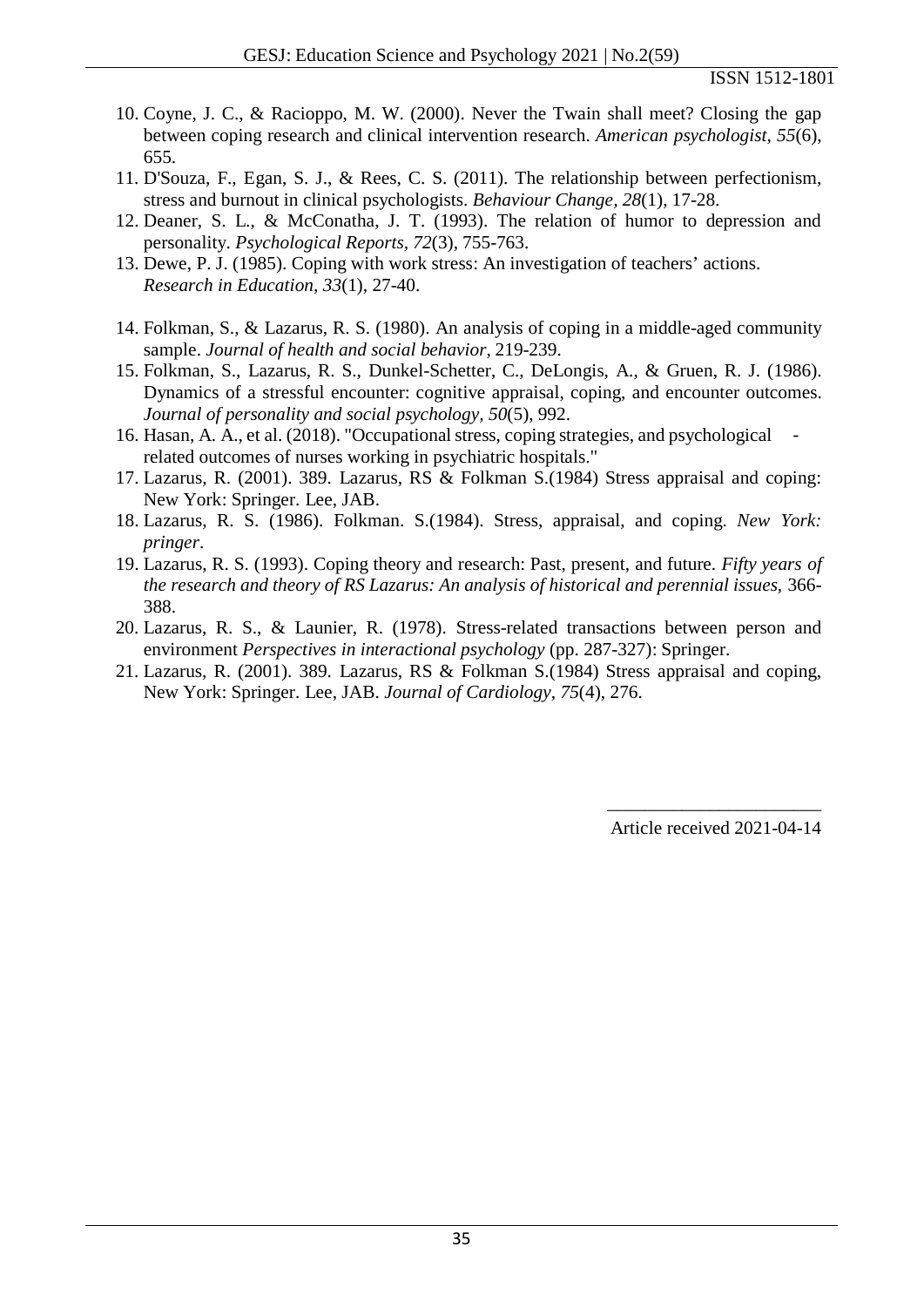10. Coyne, J. C., & Racioppo, M. W. (2000). Never the Twain shall meet? Closing the gap between coping research and clinical intervention research. *American psychologist, 55*(6), 655.
11. D'Souza, F., Egan, S. J., & Rees, C. S. (2011). The relationship between perfectionism, stress and burnout in clinical psychologists. *Behaviour Change, 28*(1), 17-28.
12. Deaner, S. L., & McConatha, J. T. (1993). The relation of humor to depression and personality. *Psychological Reports, 72*(3), 755-763.
13. Dewe, P. J. (1985). Coping with work stress: An investigation of teachers' actions. *Research in Education, 33*(1), 27-40.
14. Folkman, S., & Lazarus, R. S. (1980). An analysis of coping in a middle-aged community sample. *Journal of health and social behavior*, 219-239.
15. Folkman, S., Lazarus, R. S., Dunkel-Schetter, C., DeLongis, A., & Gruen, R. J. (1986). Dynamics of a stressful encounter: cognitive appraisal, coping, and encounter outcomes. *Journal of personality and social psychology, 50*(5), 992.
16. Hasan, A. A., et al. (2018). "Occupational stress, coping strategies, and psychological - related outcomes of nurses working in psychiatric hospitals."
17. Lazarus, R. (2001). 389. Lazarus, RS & Folkman S.(1984) Stress appraisal and coping: New York: Springer. Lee, JAB.
18. Lazarus, R. S. (1986). Folkman. S.(1984). Stress, appraisal, and coping. *New York: pringer*.
19. Lazarus, R. S. (1993). Coping theory and research: Past, present, and future. *Fifty years of the research and theory of RS Lazarus: An analysis of historical and perennial issues*, 366-388.
20. Lazarus, R. S., & Launier, R. (1978). Stress-related transactions between person and environment *Perspectives in interactional psychology* (pp. 287-327): Springer.
21. Lazarus, R. (2001). 389. Lazarus, RS & Folkman S.(1984) Stress appraisal and coping, New York: Springer. Lee, JAB. *Journal of Cardiology, 75*(4), 276.

Article received 2021-04-14